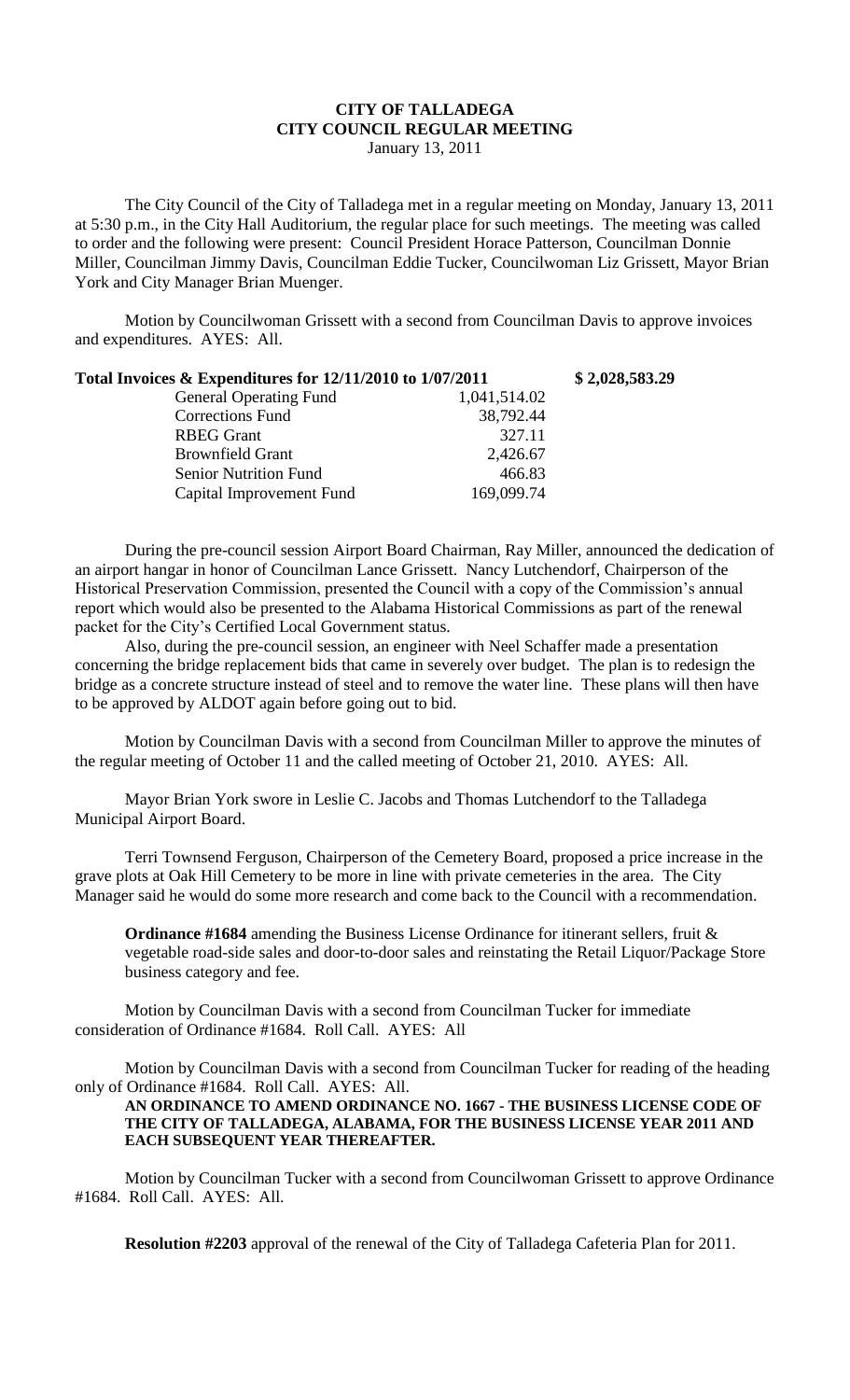# CITY OF TALLADEGA
## CITY COUNCIL REGULAR MEETING
January 13, 2011

The City Council of the City of Talladega met in a regular meeting on Monday, January 13, 2011 at 5:30 p.m., in the City Hall Auditorium, the regular place for such meetings. The meeting was called to order and the following were present: Council President Horace Patterson, Councilman Donnie Miller, Councilman Jimmy Davis, Councilman Eddie Tucker, Councilwoman Liz Grissett, Mayor Brian York and City Manager Brian Muenger.

Motion by Councilwoman Grissett with a second from Councilman Davis to approve invoices and expenditures. AYES: All.

| **Total Invoices & Expenditures for 12/11/2010 to 1/07/2011** | | **$ 2,028,583.29** |
|---|---|---|
| General Operating Fund | 1,041,514.02 | |
| Corrections Fund | 38,792.44 | |
| RBEG Grant | 327.11 | |
| Brownfield Grant | 2,426.67 | |
| Senior Nutrition Fund | 466.83 | |
| Capital Improvement Fund | 169,099.74 | |

During the pre-council session Airport Board Chairman, Ray Miller, announced the dedication of an airport hangar in honor of Councilman Lance Grissett. Nancy Lutchendorf, Chairperson of the Historical Preservation Commission, presented the Council with a copy of the Commission's annual report which would also be presented to the Alabama Historical Commissions as part of the renewal packet for the City's Certified Local Government status.

Also, during the pre-council session, an engineer with Neel Schaffer made a presentation concerning the bridge replacement bids that came in severely over budget. The plan is to redesign the bridge as a concrete structure instead of steel and to remove the water line. These plans will then have to be approved by ALDOT again before going out to bid.

Motion by Councilman Davis with a second from Councilman Miller to approve the minutes of the regular meeting of October 11 and the called meeting of October 21, 2010. AYES: All.

Mayor Brian York swore in Leslie C. Jacobs and Thomas Lutchendorf to the Talladega Municipal Airport Board.

Terri Townsend Ferguson, Chairperson of the Cemetery Board, proposed a price increase in the grave plots at Oak Hill Cemetery to be more in line with private cemeteries in the area. The City Manager said he would do some more research and come back to the Council with a recommendation.

**Ordinance #1684** amending the Business License Ordinance for itinerant sellers, fruit & vegetable road-side sales and door-to-door sales and reinstating the Retail Liquor/Package Store business category and fee.

Motion by Councilman Davis with a second from Councilman Tucker for immediate consideration of Ordinance #1684. Roll Call. AYES: All

Motion by Councilman Davis with a second from Councilman Tucker for reading of the heading only of Ordinance #1684. Roll Call. AYES: All.

**AN ORDINANCE TO AMEND ORDINANCE NO. 1667 - THE BUSINESS LICENSE CODE OF THE CITY OF TALLADEGA, ALABAMA, FOR THE BUSINESS LICENSE YEAR 2011 AND EACH SUBSEQUENT YEAR THEREAFTER.**

Motion by Councilman Tucker with a second from Councilwoman Grissett to approve Ordinance #1684. Roll Call. AYES: All.

**Resolution #2203** approval of the renewal of the City of Talladega Cafeteria Plan for 2011.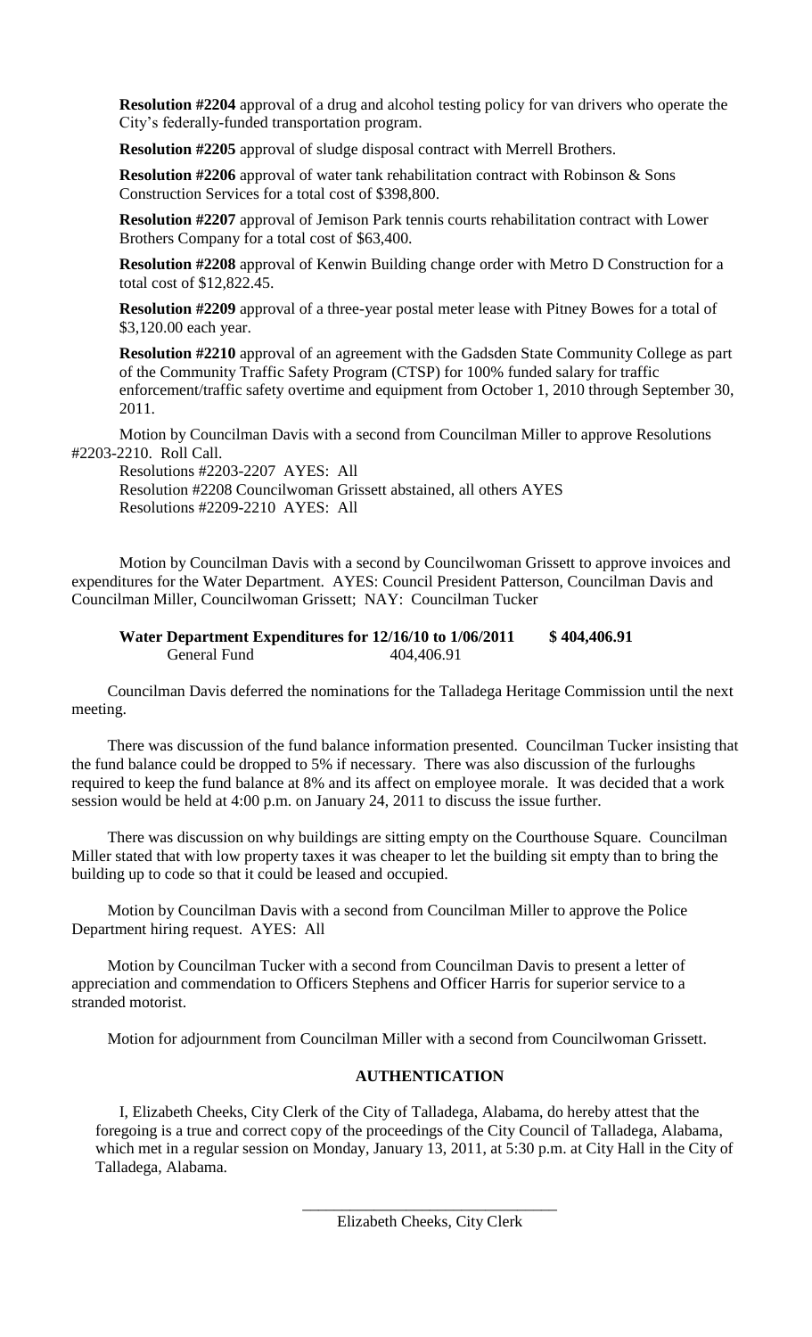**Resolution #2204** approval of a drug and alcohol testing policy for van drivers who operate the City's federally-funded transportation program.

**Resolution #2205** approval of sludge disposal contract with Merrell Brothers.

**Resolution #2206** approval of water tank rehabilitation contract with Robinson & Sons Construction Services for a total cost of $398,800.

**Resolution #2207** approval of Jemison Park tennis courts rehabilitation contract with Lower Brothers Company for a total cost of $63,400.

**Resolution #2208** approval of Kenwin Building change order with Metro D Construction for a total cost of $12,822.45.

**Resolution #2209** approval of a three-year postal meter lease with Pitney Bowes for a total of $3,120.00 each year.

**Resolution #2210** approval of an agreement with the Gadsden State Community College as part of the Community Traffic Safety Program (CTSP) for 100% funded salary for traffic enforcement/traffic safety overtime and equipment from October 1, 2010 through September 30, 2011.

Motion by Councilman Davis with a second from Councilman Miller to approve Resolutions #2203-2210. Roll Call.

Resolutions #2203-2207 AYES: All
Resolution #2208 Councilwoman Grissett abstained, all others AYES
Resolutions #2209-2210 AYES: All

Motion by Councilman Davis with a second by Councilwoman Grissett to approve invoices and expenditures for the Water Department. AYES: Council President Patterson, Councilman Davis and Councilman Miller, Councilwoman Grissett; NAY: Councilman Tucker

| | |
|---|---|
| **Water Department Expenditures for 12/16/10 to 1/06/2011** | **$ 404,406.91** |
| General Fund | 404,406.91 |

Councilman Davis deferred the nominations for the Talladega Heritage Commission until the next meeting.

There was discussion of the fund balance information presented. Councilman Tucker insisting that the fund balance could be dropped to 5% if necessary. There was also discussion of the furloughs required to keep the fund balance at 8% and its affect on employee morale. It was decided that a work session would be held at 4:00 p.m. on January 24, 2011 to discuss the issue further.

There was discussion on why buildings are sitting empty on the Courthouse Square. Councilman Miller stated that with low property taxes it was cheaper to let the building sit empty than to bring the building up to code so that it could be leased and occupied.

Motion by Councilman Davis with a second from Councilman Miller to approve the Police Department hiring request. AYES: All

Motion by Councilman Tucker with a second from Councilman Davis to present a letter of appreciation and commendation to Officers Stephens and Officer Harris for superior service to a stranded motorist.

Motion for adjournment from Councilman Miller with a second from Councilwoman Grissett.

## AUTHENTICATION

I, Elizabeth Cheeks, City Clerk of the City of Talladega, Alabama, do hereby attest that the foregoing is a true and correct copy of the proceedings of the City Council of Talladega, Alabama, which met in a regular session on Monday, January 13, 2011, at 5:30 p.m. at City Hall in the City of Talladega, Alabama.

\_\_\_\_\_\_\_\_\_\_\_\_\_\_\_\_\_\_\_\_\_\_\_\_\_\_\_\_\_\_\_\_

Elizabeth Cheeks, City Clerk